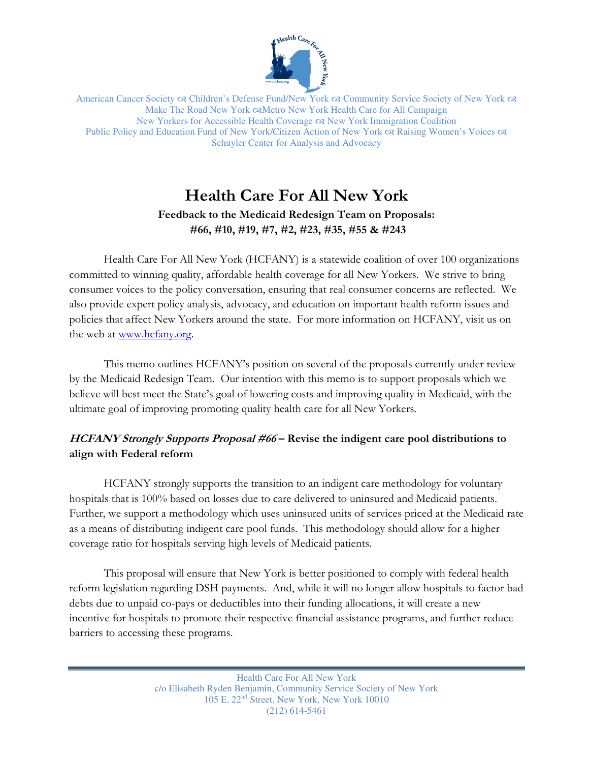American Cancer Society ☙ Children's Defense Fund/New York ☙ Community Service Society of New York ☙ Make The Road New York ☙Metro New York Health Care for All Campaign
New Yorkers for Accessible Health Coverage ☙ New York Immigration Coalition
Public Policy and Education Fund of New York/Citizen Action of New York ☙ Raising Women's Voices ☙ Schuyler Center for Analysis and Advocacy

# Health Care For All New York

**Feedback to the Medicaid Redesign Team on Proposals: #66, #10, #19, #7, #2, #23, #35, #55 & #243**

Health Care For All New York (HCFANY) is a statewide coalition of over 100 organizations committed to winning quality, affordable health coverage for all New Yorkers. We strive to bring consumer voices to the policy conversation, ensuring that real consumer concerns are reflected. We also provide expert policy analysis, advocacy, and education on important health reform issues and policies that affect New Yorkers around the state. For more information on HCFANY, visit us on the web at [www.hcfany.org](http://www.hcfany.org).

This memo outlines HCFANY's position on several of the proposals currently under review by the Medicaid Redesign Team. Our intention with this memo is to support proposals which we believe will best meet the State's goal of lowering costs and improving quality in Medicaid, with the ultimate goal of improving promoting quality health care for all New Yorkers.

### ***HCFANY Strongly Supports Proposal #66*** **– Revise the indigent care pool distributions to align with Federal reform**

HCFANY strongly supports the transition to an indigent care methodology for voluntary hospitals that is 100% based on losses due to care delivered to uninsured and Medicaid patients. Further, we support a methodology which uses uninsured units of services priced at the Medicaid rate as a means of distributing indigent care pool funds. This methodology should allow for a higher coverage ratio for hospitals serving high levels of Medicaid patients.

This proposal will ensure that New York is better positioned to comply with federal health reform legislation regarding DSH payments. And, while it will no longer allow hospitals to factor bad debts due to unpaid co-pays or deductibles into their funding allocations, it will create a new incentive for hospitals to promote their respective financial assistance programs, and further reduce barriers to accessing these programs.

Health Care For All New York
c/o Elisabeth Ryden Benjamin, Community Service Society of New York
105 E. 22nd Street, New York, New York 10010
(212) 614-5461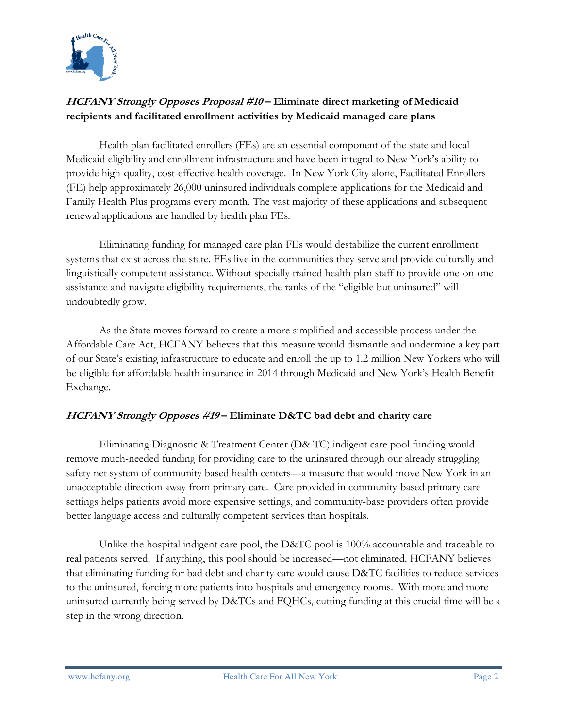### ***HCFANY Strongly Opposes Proposal #10*** **– Eliminate direct marketing of Medicaid recipients and facilitated enrollment activities by Medicaid managed care plans**

Health plan facilitated enrollers (FEs) are an essential component of the state and local Medicaid eligibility and enrollment infrastructure and have been integral to New York's ability to provide high-quality, cost-effective health coverage. In New York City alone, Facilitated Enrollers (FE) help approximately 26,000 uninsured individuals complete applications for the Medicaid and Family Health Plus programs every month. The vast majority of these applications and subsequent renewal applications are handled by health plan FEs.

Eliminating funding for managed care plan FEs would destabilize the current enrollment systems that exist across the state. FEs live in the communities they serve and provide culturally and linguistically competent assistance. Without specially trained health plan staff to provide one-on-one assistance and navigate eligibility requirements, the ranks of the "eligible but uninsured" will undoubtedly grow.

As the State moves forward to create a more simplified and accessible process under the Affordable Care Act, HCFANY believes that this measure would dismantle and undermine a key part of our State's existing infrastructure to educate and enroll the up to 1.2 million New Yorkers who will be eligible for affordable health insurance in 2014 through Medicaid and New York's Health Benefit Exchange.

### ***HCFANY Strongly Opposes #19*** **– Eliminate D&TC bad debt and charity care**

Eliminating Diagnostic & Treatment Center (D& TC) indigent care pool funding would remove much-needed funding for providing care to the uninsured through our already struggling safety net system of community based health centers—a measure that would move New York in an unacceptable direction away from primary care. Care provided in community-based primary care settings helps patients avoid more expensive settings, and community-base providers often provide better language access and culturally competent services than hospitals.

Unlike the hospital indigent care pool, the D&TC pool is 100% accountable and traceable to real patients served. If anything, this pool should be increased—not eliminated. HCFANY believes that eliminating funding for bad debt and charity care would cause D&TC facilities to reduce services to the uninsured, forcing more patients into hospitals and emergency rooms. With more and more uninsured currently being served by D&TCs and FQHCs, cutting funding at this crucial time will be a step in the wrong direction.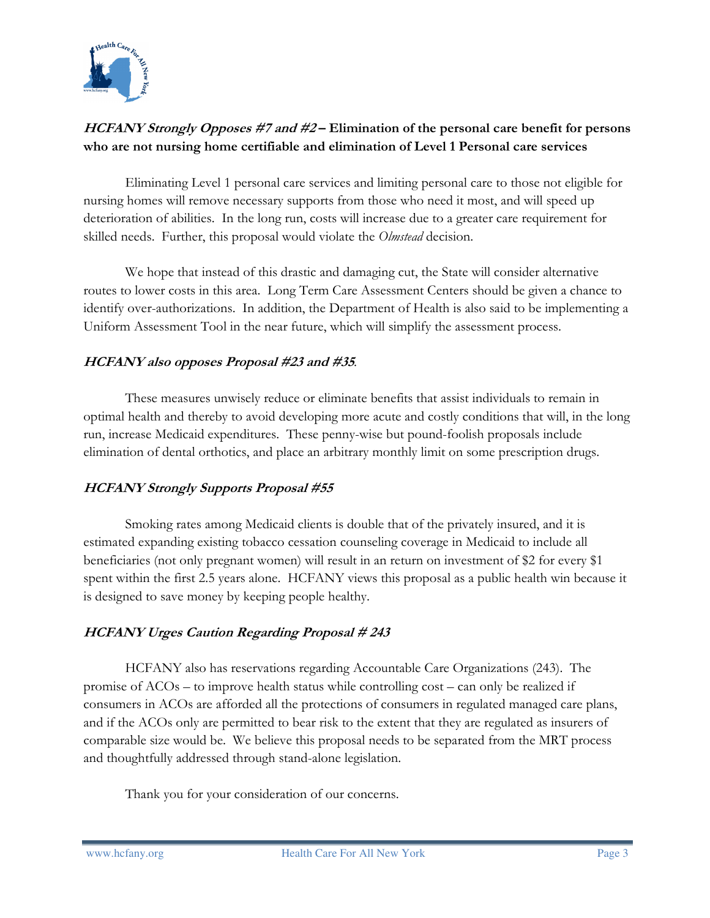***HCFANY Strongly Opposes #7 and #2* – Elimination of the personal care benefit for persons who are not nursing home certifiable and elimination of Level 1 Personal care services**

Eliminating Level 1 personal care services and limiting personal care to those not eligible for nursing homes will remove necessary supports from those who need it most, and will speed up deterioration of abilities. In the long run, costs will increase due to a greater care requirement for skilled needs. Further, this proposal would violate the *Olmstead* decision.

We hope that instead of this drastic and damaging cut, the State will consider alternative routes to lower costs in this area. Long Term Care Assessment Centers should be given a chance to identify over-authorizations. In addition, the Department of Health is also said to be implementing a Uniform Assessment Tool in the near future, which will simplify the assessment process.

***HCFANY also opposes Proposal #23 and #35*.**

These measures unwisely reduce or eliminate benefits that assist individuals to remain in optimal health and thereby to avoid developing more acute and costly conditions that will, in the long run, increase Medicaid expenditures. These penny-wise but pound-foolish proposals include elimination of dental orthotics, and place an arbitrary monthly limit on some prescription drugs.

***HCFANY Strongly Supports Proposal #55***

Smoking rates among Medicaid clients is double that of the privately insured, and it is estimated expanding existing tobacco cessation counseling coverage in Medicaid to include all beneficiaries (not only pregnant women) will result in an return on investment of $2 for every $1 spent within the first 2.5 years alone. HCFANY views this proposal as a public health win because it is designed to save money by keeping people healthy.

***HCFANY Urges Caution Regarding Proposal # 243***

HCFANY also has reservations regarding Accountable Care Organizations (243). The promise of ACOs – to improve health status while controlling cost – can only be realized if consumers in ACOs are afforded all the protections of consumers in regulated managed care plans, and if the ACOs only are permitted to bear risk to the extent that they are regulated as insurers of comparable size would be. We believe this proposal needs to be separated from the MRT process and thoughtfully addressed through stand-alone legislation.

Thank you for your consideration of our concerns.